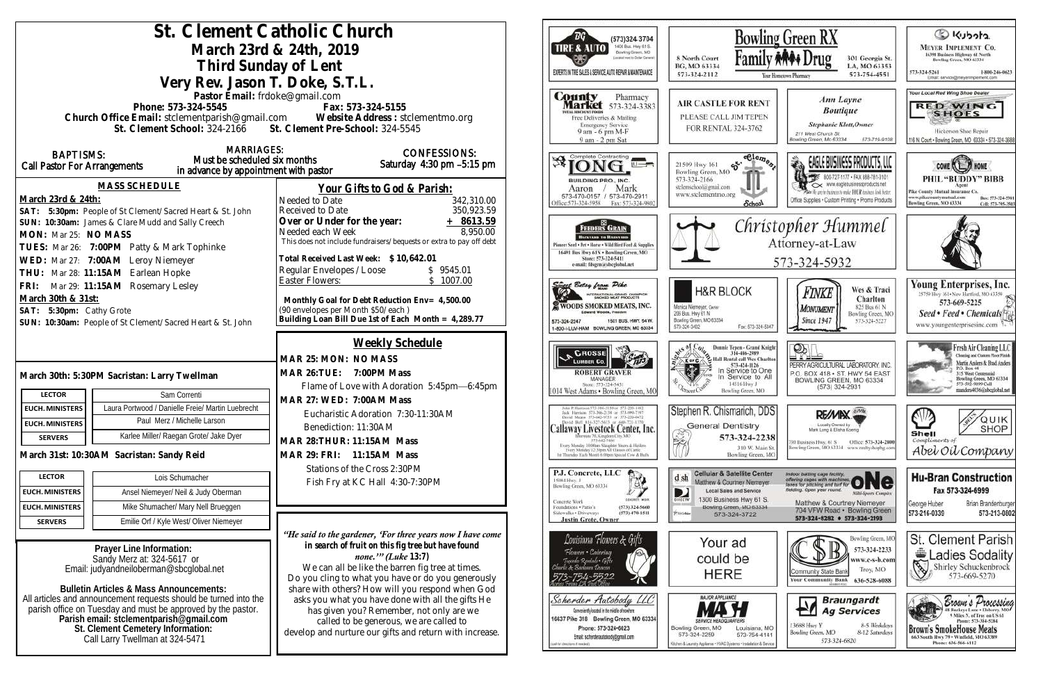# St. Clement Catholic Church

## March 23rd & 24th, 2019

## Third Sunday of Lent

## Very Rev. Jason T. Doke, S.T.L.

Pastor Email: frdoke@gmail.com

Phone: 573-324-5545 Fax: 573-324-5155

Church Office Email: stclementparish@gmail.com Website Address : stclementmo.org

St. Clement School: 324-2166 St. Clement Pre-School: 324-5545

**BAPTISMS:** Call Pastor For Arrangements

**MARRIAGES:** Must be scheduled six months in advance by appointment with pastor

**CONFESSIONS:** Saturday 4:30 pm –5:15 pm

### MASS SCHEDULE

**March 23rd & 24th:**

SAT: **5:30pm:** People of St Clement/Sacred Heart & St. John

SUN: **10:30am:** James & Clare Mudd and Sally Creech

MON: Mar 25: **NO MASS**

TUES: Mar 26: **7:00PM** Patty & Mark Tophinke

WED: Mar 27: **7:00AM** Leroy Niemeyer

THU: Mar 28: **11:15AM** Earlean Hopke

FRI: Mar 29: **11:15AM** Rosemary Lesley

**March 30th & 31st:**

SAT: **5:30pm:** Cathy Grote

SUN: **10:30am:** People of St Clement/Sacred Heart & St. John

### Your Gifts to God & Parish:

| | |
|---|---|
| Needed to Date | 342,310.00 |
| Received to Date | 350,923.59 |
| **Over or Under for the year:** | **+ 8613.59** |
| Needed each Week | 8,950.00 |

This does not include fundraisers/bequests or extra to pay off debt

**Total Received Last Week: $ 10,642.01**

| | |
|---|---|
| Regular Envelopes /Loose | $ 9545.01 |
| Easter Flowers: | $ 1007.00 |

**Monthly Goal for Debt Reduction Env= 4,500.00**
(90 envelopes per Month $50/each )
**Building Loan Bill Due 1st of Each Month = 4,289.77**

**March 30th: 5:30PM Sacristan: Larry Twellman**

| | |
|---|---|
| LECTOR | Sam Correnti |
| EUCH. MINISTERS | Laura Portwood / Danielle Freie/ Martin Luebrecht |
| EUCH. MINISTERS | Paul Merz / Michelle Larson |
| SERVERS | Karlee Miller/ Raegan Grote/ Jake Dyer |

**March 31st: 10:30AM Sacristan: Sandy Reid**

| | |
|---|---|
| LECTOR | Lois Schumacher |
| EUCH. MINISTERS | Ansel Niemeyer/ Neil & Judy Oberman |
| EUCH. MINISTERS | Mike Shumacher/ Mary Nell Brueggen |
| SERVERS | Emilie Orf / Kyle West/ Oliver Niemeyer |

### Weekly Schedule

**MAR 25: MON: NO MASS**

**MAR 26:TUE: 7:00PM Mass**
Flame of Love with Adoration 5:45pm—6:45pm

**MAR 27: WED: 7:00AM Mass**
Eucharistic Adoration 7:30-11:30AM
Benediction: 11:30AM

**MAR 28:THUR: 11:15AM Mass**

**MAR 29: FRI: 11:15AM Mass**
Stations of the Cross 2:30PM
Fish Fry at KC Hall 4:30-7:30PM

**Prayer Line Information:**
Sandy Merz at: 324-5617 or
Email: judyandneiloberman@sbcglobal.net

**Bulletin Articles & Mass Announcements:**
All articles and announcement requests should be turned into the parish office on Tuesday and must be approved by the pastor.
**Parish email: stclementparish@gmail.com**
**St. Clement Cemetery Information:**
Call Larry Twellman at 324-5471

***"He said to the gardener, 'For three years now I have come in search of fruit on this fig tree but have found none.'" (Luke 13:7)***

We can all be like the barren fig tree at times. Do you cling to what you have or do you generously share with others? How will you respond when God asks you what you have done with all the gifts He has given you? Remember, not only are we called to be generous, we are called to develop and nurture our gifts and return with increase.

---

DG Tire & Auto — (573)324-3704, 1400 Bus. Hwy 61 S. Bowling Green, MO — Experts in Tire Sales & Service, Auto Repair & Maintenance

Bowling Green RX / Family Drug — 8 North Court, BG, MO 63334, 573-324-2112; 301 Georgia St., LA, MO 63353, 573-754-4551 — Your Hometown Pharmacy

Kubota — Meyer Implement Co., 16398 Business Highway 61 North, Bowling Green, MO 63334 — 573-324-5261, 1-800-246-0623

County Market Pharmacy — 573-324-3383 — Free Deliveries & Mailing, Emergency Service, 9 am - 6 pm M-F, 9 am - 2 pm Sat

Air Castle For Rent — Please call Jim Tepen for rental 324-3762

Ann Layne Boutique — Stephanie Klott, Owner — 211 West Church St., Bowling Green, Mo 63334 — 573-719-9108

Red Wing Shoes — Your Local Red Wing Shoe Dealer — Hickerson Shoe Repair, 116 N. Court • Bowling Green, MO 63334 • 573-324-3688

Long Building Pro., Inc. — Complete Contracting — Aaron / Mark 573-470-0157 / 573-470-2911 — Office: 573-324-5958, Fax: 573-324-9802

St. Clement School — 21509 Hwy 161, Bowling Green, MO 63334 — 573-324-2166 — stclemschool@gmail.com — www.stclementmo.org

Eagle Business Products, LLC — 800-727-1177 • Fax 888-761-3101 — www.eaglebusinessproducts.net — Office Supplies • Custom Printing • Promo Products

Phil "Buddy" Bibb, Agent — Pike County Mutual Insurance Co. — www.pikecountymutual.com — Bowling Green, MO 63334 — Bus: 573-324-5301, Cell: 573-795-3903

Feeders Grain — Backyard to Barnyard — Pioneer Seed • Pet • Horse • Wild Bird Feed & Supplies — 16491 Bus Hwy 61N • Bowling Green, MO — Store: 573-324-5411 — e-mail: fdsgrn@sbcglobal.net

Christopher Hummel, Attorney-at-Law — 573-324-5932

Sweet Betsy from Pike — Woods Smoked Meats, Inc. — Edward Woods, President — 573-324-2247, 1501 Bus. Hwy. 54 W. — 1-800-I-LUV-HAM — Bowling Green, MO 63334

H&R Block — Monica Niemeyer, Owner — 206 Bus. Hwy 61 N, Bowling Green, MO 63334 — 573-324-3402 — Fax: 573-324-5047

Finke Monument Since 1947 — Wes & Traci Charlton — 825 Bus 61 N, Bowling Green, MO — 573-324-5227

Young Enterprises, Inc. — 25759 Hwy 161 • New Hartford, MO 63359 — 573-669-5225 — Seed • Feed • Chemicals — www.youngenterprisesinc.com

Grosse Lumber Co. — Robert Graver, Manager — Store: 573-324-5431 — 1014 West Adams • Bowling Green, MO

Knights of Columbus — Dennis Tepen - Grand Knight 314-486-2989 — Hall Rental call Wes Charlton 573-424-1126 — In Service to One, In Service to All — 14516 Hwy J, Bowling Green, MO

Perry Agricultural Laboratory, Inc. — P.O. Box 418 • St. Hwy 54 East, Bowling Green, MO 63334 — (573) 324-2931

Fresh Air Cleaning LLC — Cleaning and Custom Floor Finish — Martin Anders & Brad Anders — P.O. Box 44, 315 West Centennial, Bowling Green, MO 63334 — 573-592-9899 Cell — manders4036@sbcglobal.net

Callaway Livestock Center, Inc. — John P. Harrison 573-386-2138 or 573-220-1482; Jack Harrison 573-386-2138 or 573-999-7197; David Means 573-642-9753 or 573-220-0472; David Bell 816-527-5633 or 660-721-1370 — Interstate 70, Kingdom City, MO 573-642-7486 — Every Monday 10:00am Slaughter Steers & Heifers; Every Monday 12:30pm All Classes of Cattle; 1st Thursday Each Month 6:00pm Special Cow & Bulls

Stephen R. Chismarich, DDS — General Dentistry — 573-324-2238 — 310 W. Main St., Bowling Green, MO

RE/MAX — Locally Owned by Mark Long & Elisha Koenig — 230 Business Hwy. 61 S, Bowling Green, MO 63334 — Office: 573-324-2800 — www.realtyshopbg.com

Shell / Quik Shop — Compliments of Abel Oil Company

P.J. Concrete, LLC — 15084 Hwy. J, Bowling Green, MO 63334 — Concrete Work, Foundations • Patio's, Sidewalks • Driveways — (573) 324-5660, (573) 470-1511 — Justin Grote, Owner

Cellular & Satellite Center — dish, DirecTV — Matthew & Courtney Niemeyer — Local Sales and Service — 1300 Business Hwy 61 S., Bowling Green, MO 63334 — 573-324-3722

ONE Multi-Sports Complex — Indoor batting cage facility, offering cages with machines, lanes for pitching and turf for fielding. Open year round. — Matthew & Courtney Niemeyer — 704 VFW Road • Bowling Green — 573-324-8282 • 573-324-2193

Hu-Bran Construction — Fax 573-324-6999 — George Huber 573-216-0339 — Brian Brandenburger 573-213-0802

Louisiana Flowers & Gifts — Flowers • Catering, Tuxedo Rentals • Gifts, Church & Business Decorations — 573-754-5522

Your ad could be HERE

Community State Bank — Your Community Bank — Bowling Green, MO 573-324-2233 — www.c-s-b.com — Troy, MO 636-528-6088

St. Clement Parish Ladies Sodality — Shirley Schuckenbrock 573-669-5270

Scherder Autobody LLC — Conveniently located in the middle of nowhere — 16637 Pike 318 Bowling Green, MO 63334 — Phone: 573+324+6023 — Email: scherderautobody@gmail.com

Mash Major Appliance — Service Headquarters — Bowling Green, MO 573-324-2259 — Louisiana, MO 573-754-4141 — Kitchen & Laundry Appliance • HVAC Systems • Installation & Service

Braungardt Ag Services — 13688 Hwy Y, Bowling Green, MO — 8-5 Weekdays, 8-12 Saturdays — 573-324-6820

Brown's Processing — 3 Miles S. of Troy on US 61 — Phone: 573-384-5284 — Brown's SmokeHouse Meats — 663 South Hwy 79 • Winfield, MO 63389 — Phone: 636-566-6112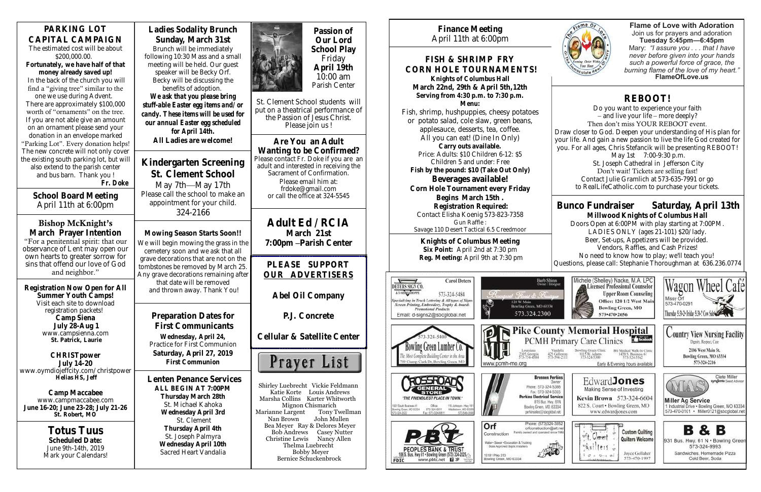## PARKING LOT CAPITAL CAMPAIGN

The estimated cost will be about $200,000.00.

**Fortunately, we have half of that money already saved up!**

In the back of the church you will find a "giving tree" similar to the one we use during Advent. There are approximately $100,000 worth of "ornaments" on the tree. If you are not able give an amount on an ornament please send your donation in an envelope marked "Parking Lot". Every donation helps! The new concrete will not only cover the existing south parking lot, but will also extend to the parish center and bus barn. Thank you !

**Fr. Doke**

## School Board Meeting

April 11th at 6:00pm

## Bishop McKnight's March Prayer Intention

"For a penitential spirit: that our observance of Lent may open our own hearts to greater sorrow for sins that offend our love of God and neighbor."

**Registration Now Open for All Summer Youth Camps!**

Visit each site to download registration packets!

**Camp Siena**
**July 28-Aug 1**
www.campsienna.com
**St. Patrick, Laurie**

**CHRISTpower**
**July 14-20**
www.oymdiojeffcity.com/christpower
**Helias HS, Jeff**

**Camp Maccabee**
www.campmaccabee.com
**June 16-20; June 23-28; July 21-26**
**St. Robert, MO**

## Totus Tuus

**Scheduled Date:**
June 9th-14th, 2019
Mark your Calendars!

## Ladies Sodality Brunch Sunday, March 31st

Brunch will be immediately following 10:30 Mass and a small meeting will be held. Our guest speaker will be Becky Orf. Becky will be discussing the benefits of adoption.

***We ask that you please bring stuff-able Easter egg items and/or candy. These items will be used for our annual Easter egg scheduled for April 14th.***

**All Ladies are welcome!**

## Kindergarten Screening St. Clement School

May 7th—May 17th

Please call the school to make an appointment for your child.

324-2166

## Mowing Season Starts Soon!!

We will begin mowing the grass in the cemetery soon and we ask that all grave decorations that are not on the tombstones be removed by March 25. Any grave decorations remaining after that date will be removed and thrown away. Thank You!

## Preparation Dates for First Communicants

**Wednesday, April 24,**
Practice for First Communion
**Saturday, April 27, 2019**
**First Communion**

## Lenten Penance Services

**ALL BEGIN AT 7:00PM**

**Thursday March 28th**
St. Michael Kahoka
**Wednesday April 3rd**
St. Clement
**Thursday April 4th**
St. Joseph Palmyra
**Wednesday April 10th**
Sacred Heart Vandalia

## Passion of Our Lord School Play

Friday
**April 19th**
10:00 am
Parish Center

St. Clement School students will put on a theatrical performance of the Passion of Jesus Christ. Please join us !

## Are You an Adult Wanting to be Confirmed?

Please contact Fr. Doke if you are an adult and interested in receiving the Sacrament of Confirmation.

Please email him at:
frdoke@gmail.com
or call the office at 324-5545

## Adult Ed / RCIA

**March 21st**
**7:00pm –Parish Center**

## PLEASE SUPPORT OUR ADVERTISERS

**Abel Oil Company**

**P.J. Concrete**

**Cellular & Satellite Center**

## Prayer List

Shirley Luebrecht Vickie Feldmann
Katie Korte Louis Andrews
Marsha Collins Karter Whitworth
Mignon Chismarich
Marianne Largent Tony Twellman
Nan Brown John Mullen
Bea Meyer Ray & Delores Meyer
Bob Andrews Casey Nutter
Christine Lewis Nancy Allen
Thelma Luebrecht
Bobby Meyer
Bernice Schuckenbrock

## Finance Meeting

April 11th at 6:00pm

## FISH & SHRIMP FRY CORN HOLE TOURNAMENTS!

**Knights of Columbus Hall**
**March 22nd, 29th & April 5th,12th**
**Serving from 4:30 p.m. to 7:30 p.m.**
**Menu:**

Fish, shrimp, hushpuppies, cheesy potatoes or potato salad, cole slaw, green beans, applesauce, desserts, tea, coffee.

All you can eat! (Dine In Only)

**Carry outs available.**

Price: Adults: $10 Children 6-12: $5
Children 5 and under: Free

**Fish by the pound: $10 (Take Out Only)**

**Beverages available!**

**Corn Hole Tournament every Friday Begins March 15th .**

**Registration Required:**
Contact Elisha Koenig 573-823-7358
Gun Raffle :
Savage 110 Desert Tactical 6.5 Creedmoor

**Knights of Columbus Meeting**
**Six Point:** April 2nd at 7:30 pm
**Reg. Meeting:** April 9th at 7:30 pm

**Flame of Love with Adoration**
Join us for prayers and adoration
**Tuesday 5:45pm—6:45pm**
Mary: *"I assure you . . . that I have never before given into your hands such a powerful force of grace, the burning flame of the love of my heart."*
**FlameOfLove.us**

## REBOOT!

Do you want to experience your faith – and live your life – more deeply?
Then don't miss YOUR REBOOT event.
Draw closer to God. Deepen your understanding of His plan for your life. And gain a new passion to live the life God created for you. For all ages, Chris Stefanick will be presenting REBOOT!
May 1st 7:00-9:30 p.m.
St. Joseph Cathedral in Jefferson City
Don't wait! Tickets are selling fast!
Contact Julie Gramlich at 573-635-7991 or go to RealLifeCatholic.com to purchase your tickets.

## Bunco Fundraiser Saturday, April 13th

**Millwood Knights of Columbus Hall**

Doors Open at 6:00PM with play starting at 7:00PM.
LADIES ONLY (ages 21-101) $20/lady.
Beer, Set-ups, Appetizers will be provided.
Vendors, Raffles, and Cash Prizes!
No need to know how to play; we'll teach you!
Questions, please call: Stephanie Thoroughman at 636.236.0774

Deters Sign Co. — Carol Deters — 573-324-5484 — Specializing in Truck Lettering & All types of Signs, Screen Printing, Embroidery, Trophy & Awards, Promotional Products — Email: d-signs2@sbcglobal.net

Bouquet Florist & Boutique — Barb Shinn, Owner / Designer — 120 W. Main, Bowling Green, MO 63334 — 573.324.2300

Michele (Shelley) Nacke, M.A. LPC — Licensed Professional Counselor — Upper Room Counseling — Office: 120 1/2 West Main, Bowling Green, MO — 573•470•2656

Wagon Wheel Café — Missy Orf — 573-470-0291

Bowling Green Lumber Co. — 573-324-5400 — The Most Complete Building Center in the Area — 700 Champ Clark Dr. Bowling Green, MO

Pike County Memorial Hospital — PCMH Primary Care Clinics — www.pcmh-mo.org — Early & Evening hours available

Country View Nursing Facility — Dignity, Respect, Care — 2106 West Main St., Bowling Green, MO 63334 — 573-324-2216

Crossroads General Store — "The Friendliest Place in Town."

Brennen Perkins, Owner — Phone: 573-324-5366 — Fax: 573-324-5315 — Perkins Electrical Service — 819 Bus. Hwy. 61N, Bowling Green, MO 63334 — perkinselec@sbcglobal.net

Edward Jones — Making Sense of Investing — Kevin Brown 573-324-6604 — 822 S. Court • Bowling Green, MO — www.edwardjones.com

MAS — Clete Miller, syngenta Seed Advisor — Miller Ag Service — 1 Industrial Drive • Bowling Green, MO 63334 — 573-470-0101 • Miller0121@sbcglobal.net

Peoples Bank & Trust — www.pbtc.net — FDIC

Orf Construction — Phone: (573)324-3552 — orfconstruction@att.net — Family owned and operated since 1962 — Water • Sewer • Excavation & Trucking — State Approved Septic Installers — 15181 Pike 313, Bowling Green, MO 63334

St. Clement Quilters — Custom Quilting — Quilters Welcome — Joyce Gollaher 573-470-1997

B & B — 931 Bus. Hwy. 61 N • Bowling Green — 573-324-9993 — Sandwiches, Homemade Pizza, Cold Beer, Soda